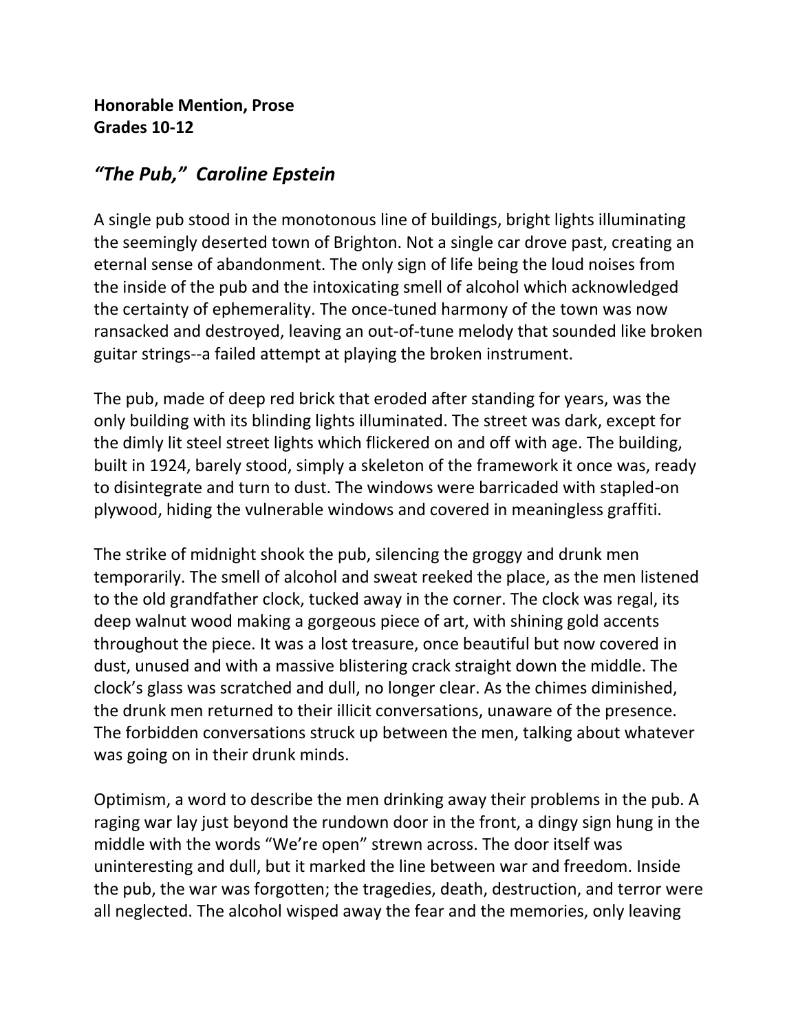**Honorable Mention, Prose**
**Grades 10-12**

## *"The Pub," Caroline Epstein*

A single pub stood in the monotonous line of buildings, bright lights illuminating the seemingly deserted town of Brighton. Not a single car drove past, creating an eternal sense of abandonment. The only sign of life being the loud noises from the inside of the pub and the intoxicating smell of alcohol which acknowledged the certainty of ephemerality. The once-tuned harmony of the town was now ransacked and destroyed, leaving an out-of-tune melody that sounded like broken guitar strings--a failed attempt at playing the broken instrument.

The pub, made of deep red brick that eroded after standing for years, was the only building with its blinding lights illuminated. The street was dark, except for the dimly lit steel street lights which flickered on and off with age. The building, built in 1924, barely stood, simply a skeleton of the framework it once was, ready to disintegrate and turn to dust. The windows were barricaded with stapled-on plywood, hiding the vulnerable windows and covered in meaningless graffiti.

The strike of midnight shook the pub, silencing the groggy and drunk men temporarily. The smell of alcohol and sweat reeked the place, as the men listened to the old grandfather clock, tucked away in the corner. The clock was regal, its deep walnut wood making a gorgeous piece of art, with shining gold accents throughout the piece. It was a lost treasure, once beautiful but now covered in dust, unused and with a massive blistering crack straight down the middle. The clock's glass was scratched and dull, no longer clear. As the chimes diminished, the drunk men returned to their illicit conversations, unaware of the presence. The forbidden conversations struck up between the men, talking about whatever was going on in their drunk minds.

Optimism, a word to describe the men drinking away their problems in the pub. A raging war lay just beyond the rundown door in the front, a dingy sign hung in the middle with the words "We're open" strewn across. The door itself was uninteresting and dull, but it marked the line between war and freedom. Inside the pub, the war was forgotten; the tragedies, death, destruction, and terror were all neglected. The alcohol wisped away the fear and the memories, only leaving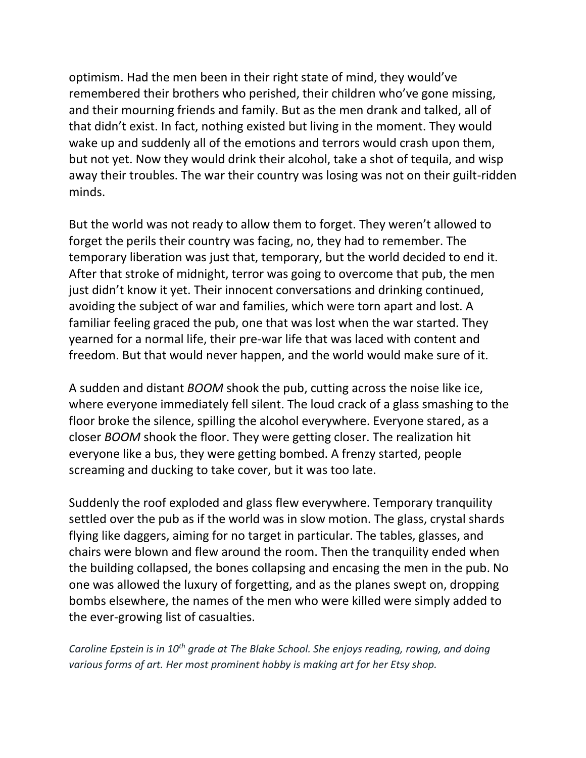optimism. Had the men been in their right state of mind, they would've remembered their brothers who perished, their children who've gone missing, and their mourning friends and family. But as the men drank and talked, all of that didn't exist. In fact, nothing existed but living in the moment. They would wake up and suddenly all of the emotions and terrors would crash upon them, but not yet. Now they would drink their alcohol, take a shot of tequila, and wisp away their troubles. The war their country was losing was not on their guilt-ridden minds.

But the world was not ready to allow them to forget. They weren't allowed to forget the perils their country was facing, no, they had to remember. The temporary liberation was just that, temporary, but the world decided to end it. After that stroke of midnight, terror was going to overcome that pub, the men just didn't know it yet. Their innocent conversations and drinking continued, avoiding the subject of war and families, which were torn apart and lost. A familiar feeling graced the pub, one that was lost when the war started. They yearned for a normal life, their pre-war life that was laced with content and freedom. But that would never happen, and the world would make sure of it.

A sudden and distant *BOOM* shook the pub, cutting across the noise like ice, where everyone immediately fell silent. The loud crack of a glass smashing to the floor broke the silence, spilling the alcohol everywhere. Everyone stared, as a closer *BOOM* shook the floor. They were getting closer. The realization hit everyone like a bus, they were getting bombed. A frenzy started, people screaming and ducking to take cover, but it was too late.

Suddenly the roof exploded and glass flew everywhere. Temporary tranquility settled over the pub as if the world was in slow motion. The glass, crystal shards flying like daggers, aiming for no target in particular. The tables, glasses, and chairs were blown and flew around the room. Then the tranquility ended when the building collapsed, the bones collapsing and encasing the men in the pub. No one was allowed the luxury of forgetting, and as the planes swept on, dropping bombs elsewhere, the names of the men who were killed were simply added to the ever-growing list of casualties.

*Caroline Epstein is in 10th grade at The Blake School. She enjoys reading, rowing, and doing various forms of art. Her most prominent hobby is making art for her Etsy shop.*